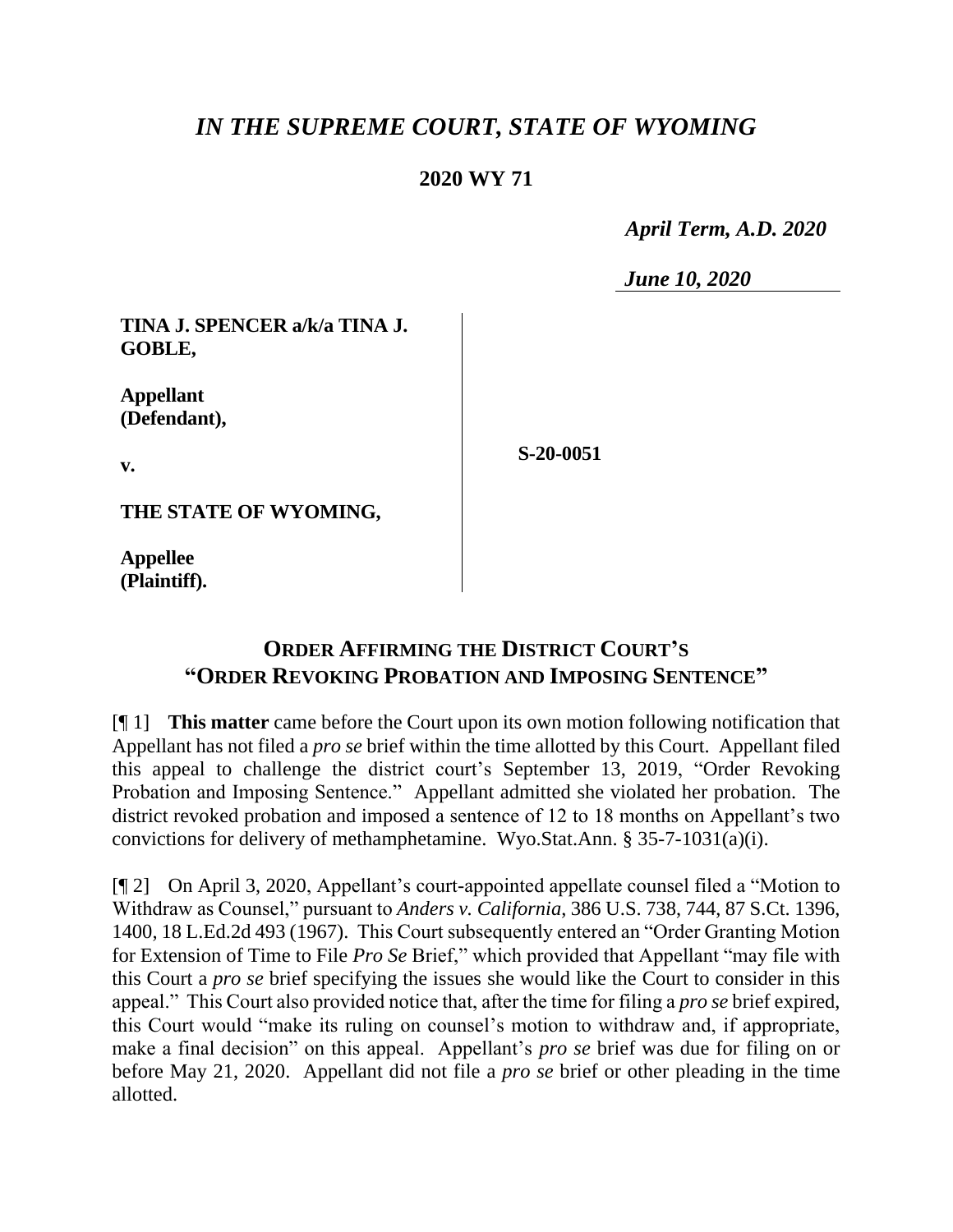# *IN THE SUPREME COURT, STATE OF WYOMING*

**2020 WY 71**

*April Term, A.D. 2020*

*June 10, 2020*

| | |
|---|---|
| **TINA J. SPENCER a/k/a TINA J. GOBLE,** <br><br> **Appellant (Defendant),** <br><br> **v.** <br><br> **THE STATE OF WYOMING,** <br><br> **Appellee (Plaintiff).** | **S-20-0051** |

## ORDER AFFIRMING THE DISTRICT COURT'S "ORDER REVOKING PROBATION AND IMPOSING SENTENCE"

[¶ 1] **This matter** came before the Court upon its own motion following notification that Appellant has not filed a *pro se* brief within the time allotted by this Court. Appellant filed this appeal to challenge the district court's September 13, 2019, "Order Revoking Probation and Imposing Sentence." Appellant admitted she violated her probation. The district revoked probation and imposed a sentence of 12 to 18 months on Appellant's two convictions for delivery of methamphetamine. Wyo.Stat.Ann. § 35-7-1031(a)(i).

[¶ 2] On April 3, 2020, Appellant's court-appointed appellate counsel filed a "Motion to Withdraw as Counsel," pursuant to *Anders v. California*, 386 U.S. 738, 744, 87 S.Ct. 1396, 1400, 18 L.Ed.2d 493 (1967). This Court subsequently entered an "Order Granting Motion for Extension of Time to File *Pro Se* Brief," which provided that Appellant "may file with this Court a *pro se* brief specifying the issues she would like the Court to consider in this appeal." This Court also provided notice that, after the time for filing a *pro se* brief expired, this Court would "make its ruling on counsel's motion to withdraw and, if appropriate, make a final decision" on this appeal. Appellant's *pro se* brief was due for filing on or before May 21, 2020. Appellant did not file a *pro se* brief or other pleading in the time allotted.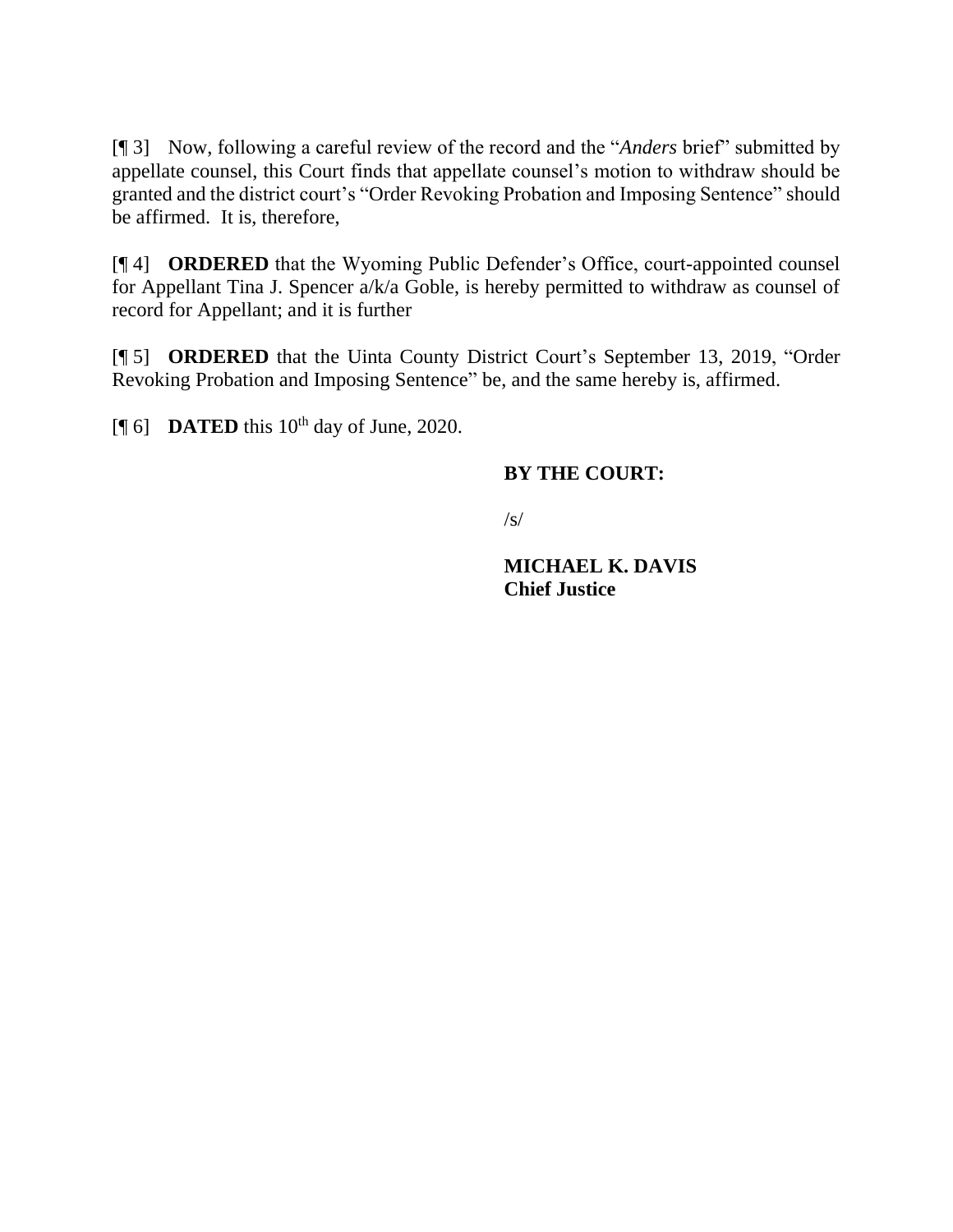[¶ 3] Now, following a careful review of the record and the "*Anders* brief" submitted by appellate counsel, this Court finds that appellate counsel's motion to withdraw should be granted and the district court's "Order Revoking Probation and Imposing Sentence" should be affirmed. It is, therefore,

[¶ 4] **ORDERED** that the Wyoming Public Defender's Office, court-appointed counsel for Appellant Tina J. Spencer a/k/a Goble, is hereby permitted to withdraw as counsel of record for Appellant; and it is further

[¶ 5] **ORDERED** that the Uinta County District Court's September 13, 2019, "Order Revoking Probation and Imposing Sentence" be, and the same hereby is, affirmed.

[¶ 6] **DATED** this 10th day of June, 2020.

**BY THE COURT:**

/s/

**MICHAEL K. DAVIS**
**Chief Justice**